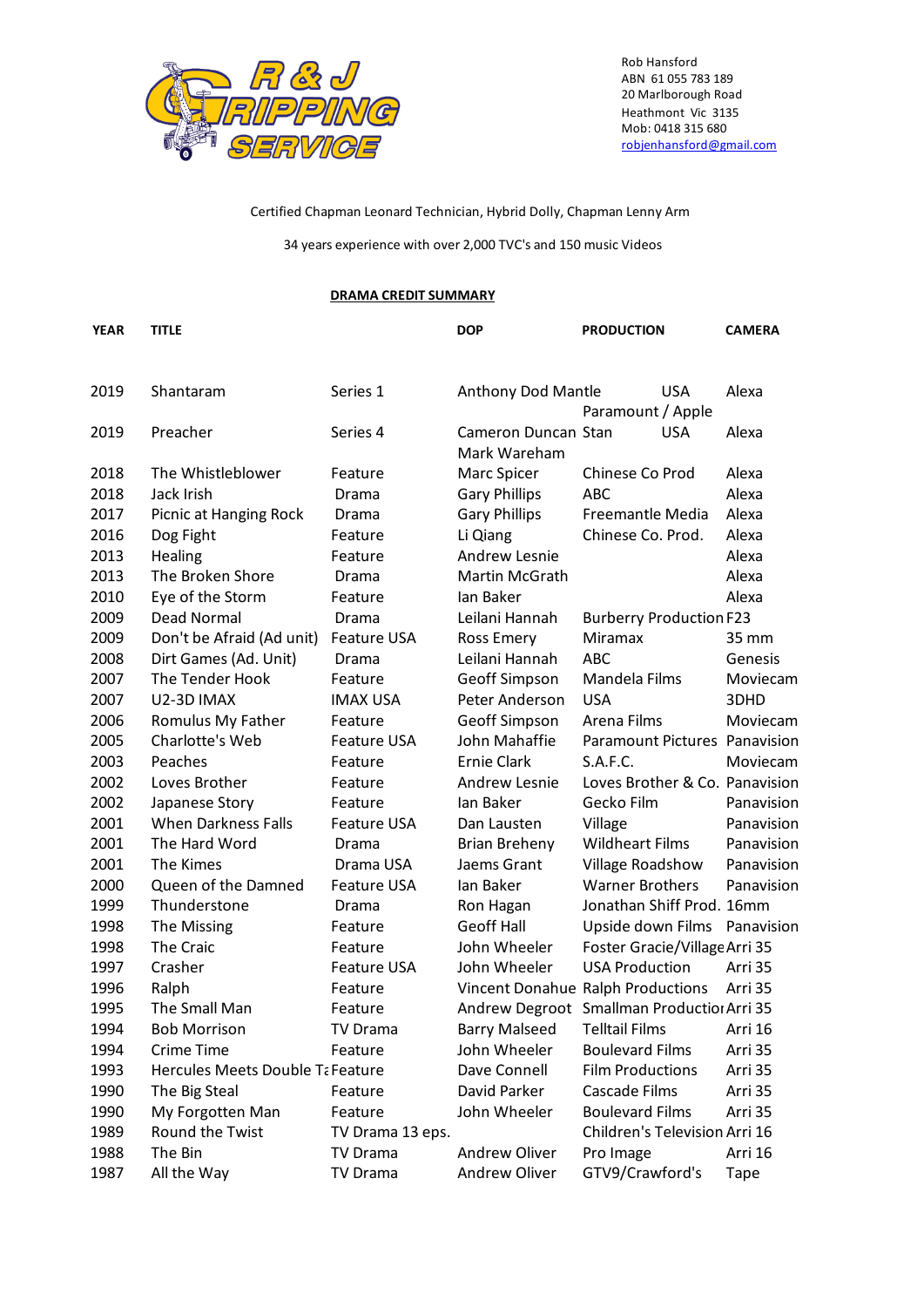R & J GRIPPING SERVICE

Rob Hansford
ABN 61 055 783 189
20 Marlborough Road
Heathmont Vic 3135
Mob: 0418 315 680
robjenhansford@gmail.com

Certified Chapman Leonard Technician, Hybrid Dolly, Chapman Lenny Arm

34 years experience with over 2,000 TVC's and 150 music Videos

**DRAMA CREDIT SUMMARY**

| YEAR | TITLE | | DOP | PRODUCTION | CAMERA |
|---|---|---|---|---|---|
| 2019 | Shantaram | Series 1 | Anthony Dod Mantle | USA Paramount / Apple | Alexa |
| 2019 | Preacher | Series 4 | Cameron Duncan Mark Wareham | Stan USA | Alexa |
| 2018 | The Whistleblower | Feature | Marc Spicer | Chinese Co Prod | Alexa |
| 2018 | Jack Irish | Drama | Gary Phillips | ABC | Alexa |
| 2017 | Picnic at Hanging Rock | Drama | Gary Phillips | Freemantle Media | Alexa |
| 2016 | Dog Fight | Feature | Li Qiang | Chinese Co. Prod. | Alexa |
| 2013 | Healing | Feature | Andrew Lesnie | | Alexa |
| 2013 | The Broken Shore | Drama | Martin McGrath | | Alexa |
| 2010 | Eye of the Storm | Feature | Ian Baker | | Alexa |
| 2009 | Dead Normal | Drama | Leilani Hannah | Burberry Production | F23 |
| 2009 | Don't be Afraid (Ad unit) | Feature USA | Ross Emery | Miramax | 35 mm |
| 2008 | Dirt Games (Ad. Unit) | Drama | Leilani Hannah | ABC | Genesis |
| 2007 | The Tender Hook | Feature | Geoff Simpson | Mandela Films | Moviecam |
| 2007 | U2-3D IMAX | IMAX USA | Peter Anderson | USA | 3DHD |
| 2006 | Romulus My Father | Feature | Geoff Simpson | Arena Films | Moviecam |
| 2005 | Charlotte's Web | Feature USA | John Mahaffie | Paramount Pictures | Panavision |
| 2003 | Peaches | Feature | Ernie Clark | S.A.F.C. | Moviecam |
| 2002 | Loves Brother | Feature | Andrew Lesnie | Loves Brother & Co. | Panavision |
| 2002 | Japanese Story | Feature | Ian Baker | Gecko Film | Panavision |
| 2001 | When Darkness Falls | Feature USA | Dan Lausten | Village | Panavision |
| 2001 | The Hard Word | Drama | Brian Breheny | Wildheart Films | Panavision |
| 2001 | The Kimes | Drama USA | Jaems Grant | Village Roadshow | Panavision |
| 2000 | Queen of the Damned | Feature USA | Ian Baker | Warner Brothers | Panavision |
| 1999 | Thunderstone | Drama | Ron Hagan | Jonathan Shiff Prod. | 16mm |
| 1998 | The Missing | Feature | Geoff Hall | Upside down Films | Panavision |
| 1998 | The Craic | Feature | John Wheeler | Foster Gracie/Village | Arri 35 |
| 1997 | Crasher | Feature USA | John Wheeler | USA Production | Arri 35 |
| 1996 | Ralph | Feature | Vincent Donahue | Ralph Productions | Arri 35 |
| 1995 | The Small Man | Feature | Andrew Degroot | Smallman Productior | Arri 35 |
| 1994 | Bob Morrison | TV Drama | Barry Malseed | Telltail Films | Arri 16 |
| 1994 | Crime Time | Feature | John Wheeler | Boulevard Films | Arri 35 |
| 1993 | Hercules Meets Double Ta | Feature | Dave Connell | Film Productions | Arri 35 |
| 1990 | The Big Steal | Feature | David Parker | Cascade Films | Arri 35 |
| 1990 | My Forgotten Man | Feature | John Wheeler | Boulevard Films | Arri 35 |
| 1989 | Round the Twist | TV Drama 13 eps. | | Children's Television | Arri 16 |
| 1988 | The Bin | TV Drama | Andrew Oliver | Pro Image | Arri 16 |
| 1987 | All the Way | TV Drama | Andrew Oliver | GTV9/Crawford's | Tape |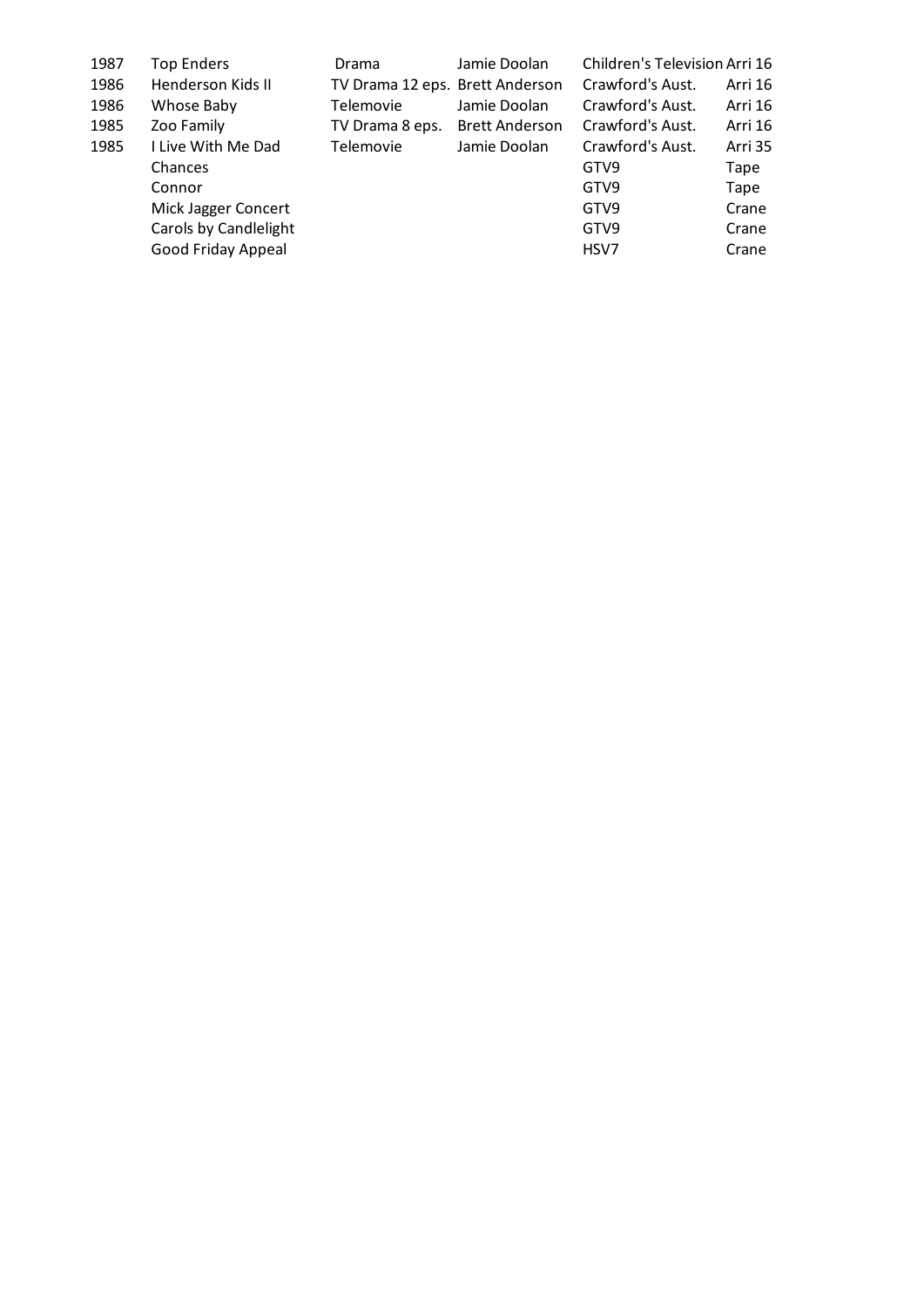| | | | | | |
|---|---|---|---|---|---|
| 1987 | Top Enders | Drama | Jamie Doolan | Children's Television | Arri 16 |
| 1986 | Henderson Kids II | TV Drama 12 eps. | Brett Anderson | Crawford's Aust. | Arri 16 |
| 1986 | Whose Baby | Telemovie | Jamie Doolan | Crawford's Aust. | Arri 16 |
| 1985 | Zoo Family | TV Drama 8 eps. | Brett Anderson | Crawford's Aust. | Arri 16 |
| 1985 | I Live With Me Dad | Telemovie | Jamie Doolan | Crawford's Aust. | Arri 35 |
| | Chances | | | GTV9 | Tape |
| | Connor | | | GTV9 | Tape |
| | Mick Jagger Concert | | | GTV9 | Crane |
| | Carols by Candlelight | | | GTV9 | Crane |
| | Good Friday Appeal | | | HSV7 | Crane |